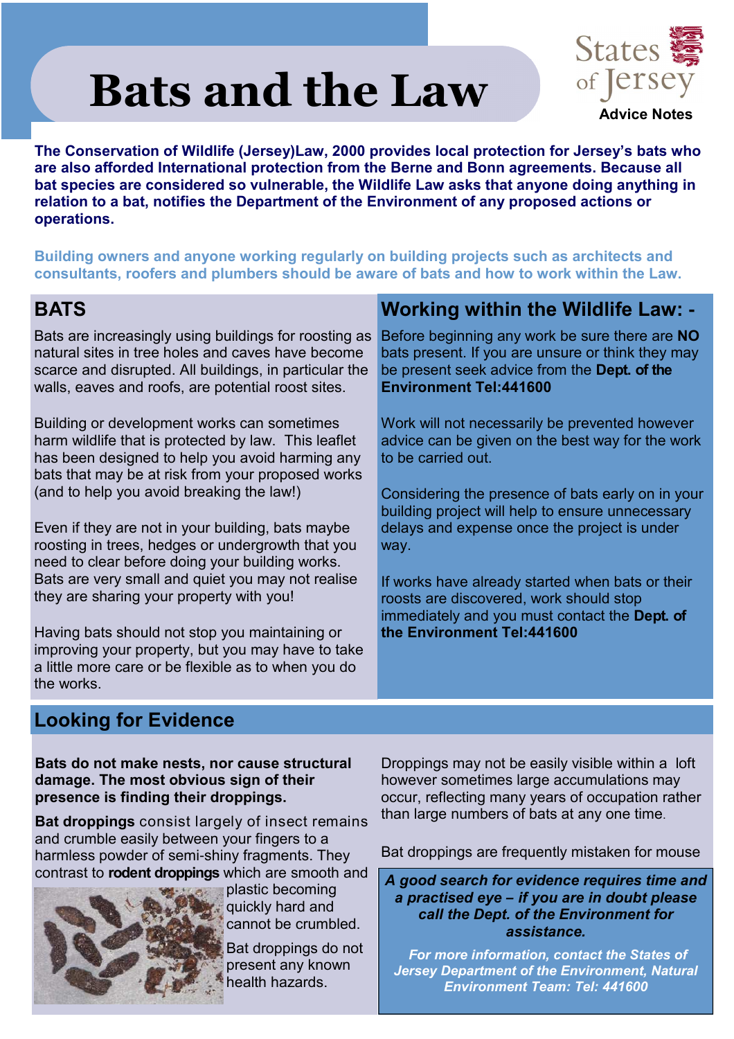# Bats and the Law

States of Jersey

**Advice Notes**

**The Conservation of Wildlife (Jersey)Law, 2000 provides local protection for Jersey's bats who are also afforded International protection from the Berne and Bonn agreements. Because all bat species are considered so vulnerable, the Wildlife Law asks that anyone doing anything in relation to a bat, notifies the Department of the Environment of any proposed actions or operations.**

**Building owners and anyone working regularly on building projects such as architects and consultants, roofers and plumbers should be aware of bats and how to work within the Law.**

## BATS

Bats are increasingly using buildings for roosting as natural sites in tree holes and caves have become scarce and disrupted. All buildings, in particular the walls, eaves and roofs, are potential roost sites.

Building or development works can sometimes harm wildlife that is protected by law. This leaflet has been designed to help you avoid harming any bats that may be at risk from your proposed works (and to help you avoid breaking the law!)

Even if they are not in your building, bats maybe roosting in trees, hedges or undergrowth that you need to clear before doing your building works. Bats are very small and quiet you may not realise they are sharing your property with you!

Having bats should not stop you maintaining or improving your property, but you may have to take a little more care or be flexible as to when you do the works.

## Working within the Wildlife Law: -

Before beginning any work be sure there are **NO** bats present. If you are unsure or think they may be present seek advice from the **Dept. of the Environment Tel:441600**

Work will not necessarily be prevented however advice can be given on the best way for the work to be carried out.

Considering the presence of bats early on in your building project will help to ensure unnecessary delays and expense once the project is under way.

If works have already started when bats or their roosts are discovered, work should stop immediately and you must contact the **Dept. of the Environment Tel:441600**

## Looking for Evidence

**Bats do not make nests, nor cause structural damage. The most obvious sign of their presence is finding their droppings.**

**Bat droppings** consist largely of insect remains and crumble easily between your fingers to a harmless powder of semi-shiny fragments. They contrast to **rodent droppings** which are smooth and plastic becoming quickly hard and cannot be crumbled.

Bat droppings do not present any known health hazards.

Droppings may not be easily visible within a loft however sometimes large accumulations may occur, reflecting many years of occupation rather than large numbers of bats at any one time.

Bat droppings are frequently mistaken for mouse

***A good search for evidence requires time and a practised eye – if you are in doubt please call the Dept. of the Environment for assistance.***

***For more information, contact the States of Jersey Department of the Environment, Natural Environment Team: Tel: 441600***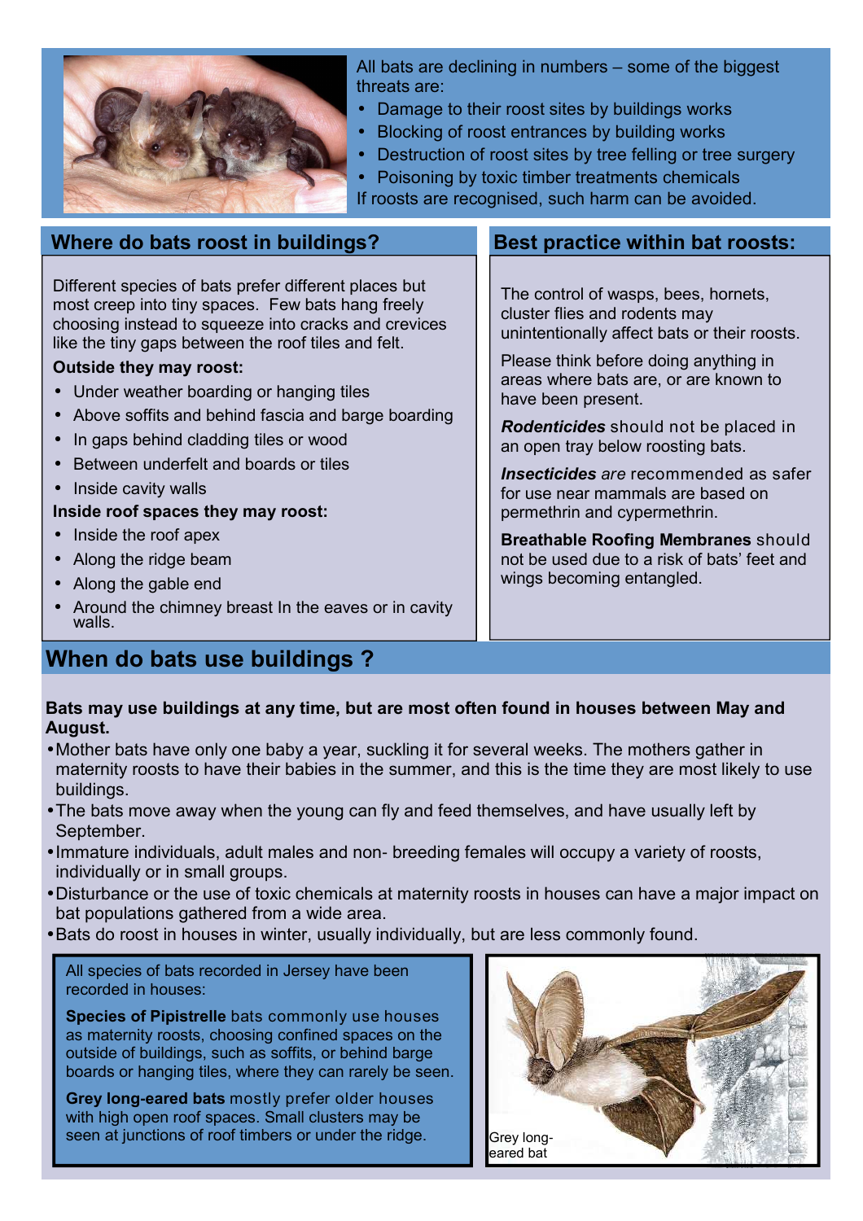All bats are declining in numbers – some of the biggest threats are:

- Damage to their roost sites by buildings works
- Blocking of roost entrances by building works
- Destruction of roost sites by tree felling or tree surgery
- Poisoning by toxic timber treatments chemicals

If roosts are recognised, such harm can be avoided.

## Where do bats roost in buildings?

Different species of bats prefer different places but most creep into tiny spaces. Few bats hang freely choosing instead to squeeze into cracks and crevices like the tiny gaps between the roof tiles and felt.

**Outside they may roost:**

- Under weather boarding or hanging tiles
- Above soffits and behind fascia and barge boarding
- In gaps behind cladding tiles or wood
- Between underfelt and boards or tiles
- Inside cavity walls

**Inside roof spaces they may roost:**

- Inside the roof apex
- Along the ridge beam
- Along the gable end
- Around the chimney breast In the eaves or in cavity walls.

## Best practice within bat roosts:

The control of wasps, bees, hornets, cluster flies and rodents may unintentionally affect bats or their roosts.

Please think before doing anything in areas where bats are, or are known to have been present.

***Rodenticides*** should not be placed in an open tray below roosting bats.

***Insecticides*** *are* recommended as safer for use near mammals are based on permethrin and cypermethrin.

**Breathable Roofing Membranes** should not be used due to a risk of bats' feet and wings becoming entangled.

## When do bats use buildings ?

**Bats may use buildings at any time, but are most often found in houses between May and August.**

- Mother bats have only one baby a year, suckling it for several weeks. The mothers gather in maternity roosts to have their babies in the summer, and this is the time they are most likely to use buildings.
- The bats move away when the young can fly and feed themselves, and have usually left by September.
- Immature individuals, adult males and non- breeding females will occupy a variety of roosts, individually or in small groups.
- Disturbance or the use of toxic chemicals at maternity roosts in houses can have a major impact on bat populations gathered from a wide area.
- Bats do roost in houses in winter, usually individually, but are less commonly found.

All species of bats recorded in Jersey have been recorded in houses:

**Species of Pipistrelle** bats commonly use houses as maternity roosts, choosing confined spaces on the outside of buildings, such as soffits, or behind barge boards or hanging tiles, where they can rarely be seen.

**Grey long-eared bats** mostly prefer older houses with high open roof spaces. Small clusters may be seen at junctions of roof timbers or under the ridge.

Grey long-eared bat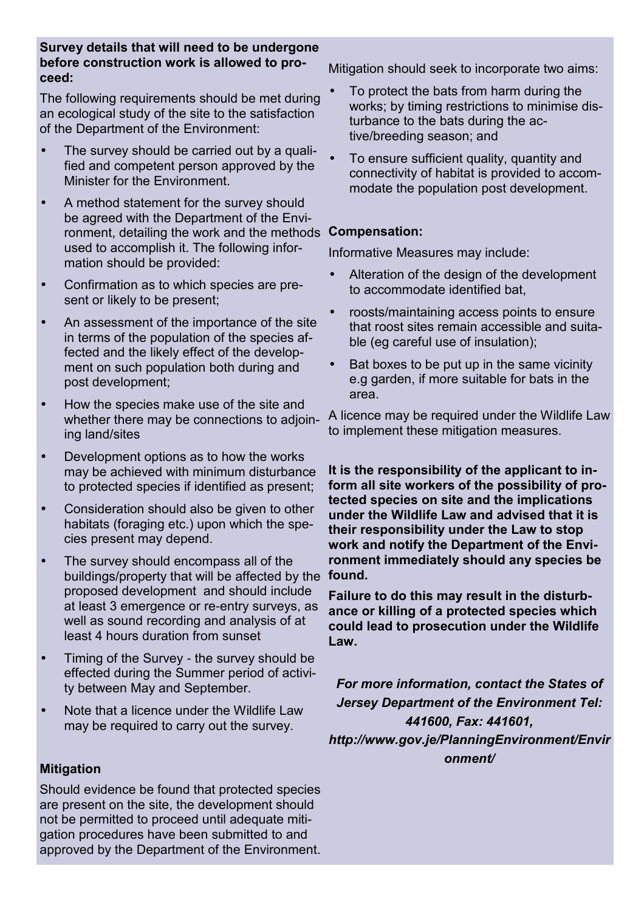**Survey details that will need to be undergone before construction work is allowed to proceed:**

The following requirements should be met during an ecological study of the site to the satisfaction of the Department of the Environment:

- The survey should be carried out by a qualified and competent person approved by the Minister for the Environment.
- A method statement for the survey should be agreed with the Department of the Environment, detailing the work and the methods used to accomplish it. The following information should be provided:
- Confirmation as to which species are present or likely to be present;
- An assessment of the importance of the site in terms of the population of the species affected and the likely effect of the development on such population both during and post development;
- How the species make use of the site and whether there may be connections to adjoining land/sites
- Development options as to how the works may be achieved with minimum disturbance to protected species if identified as present;
- Consideration should also be given to other habitats (foraging etc.) upon which the species present may depend.
- The survey should encompass all of the buildings/property that will be affected by the proposed development and should include at least 3 emergence or re-entry surveys, as well as sound recording and analysis of at least 4 hours duration from sunset
- Timing of the Survey - the survey should be effected during the Summer period of activity between May and September.
- Note that a licence under the Wildlife Law may be required to carry out the survey.

**Mitigation**

Should evidence be found that protected species are present on the site, the development should not be permitted to proceed until adequate mitigation procedures have been submitted to and approved by the Department of the Environment.

Mitigation should seek to incorporate two aims:

- To protect the bats from harm during the works; by timing restrictions to minimise disturbance to the bats during the active/breeding season; and
- To ensure sufficient quality, quantity and connectivity of habitat is provided to accommodate the population post development.

**Compensation:**

Informative Measures may include:

- Alteration of the design of the development to accommodate identified bat,
- roosts/maintaining access points to ensure that roost sites remain accessible and suitable (eg careful use of insulation);
- Bat boxes to be put up in the same vicinity e.g garden, if more suitable for bats in the area.

A licence may be required under the Wildlife Law to implement these mitigation measures.

**It is the responsibility of the applicant to inform all site workers of the possibility of protected species on site and the implications under the Wildlife Law and advised that it is their responsibility under the Law to stop work and notify the Department of the Environment immediately should any species be found.**

**Failure to do this may result in the disturbance or killing of a protected species which could lead to prosecution under the Wildlife Law.**

***For more information, contact the States of Jersey Department of the Environment Tel: 441600, Fax: 441601, http://www.gov.je/PlanningEnvironment/Environment/***